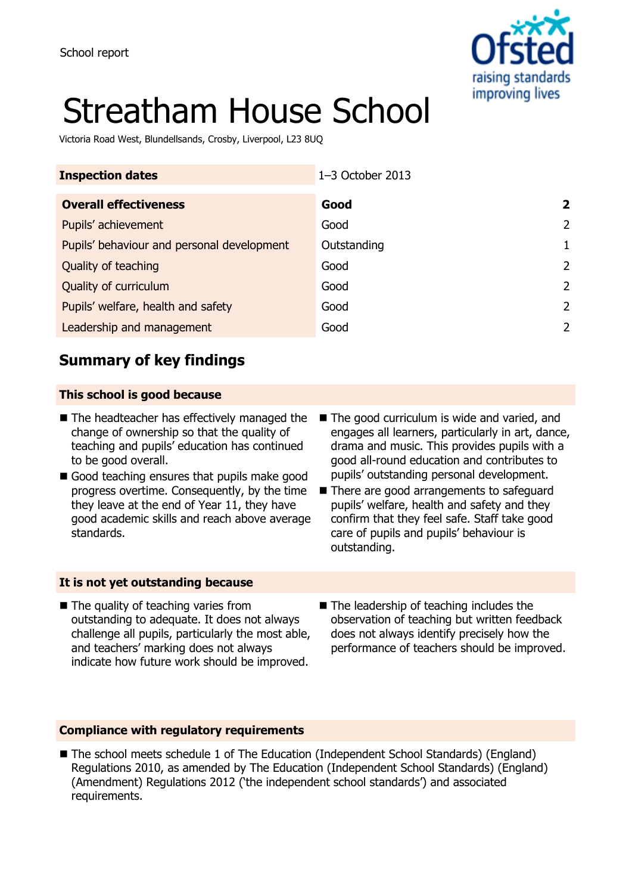School report

# Streatham House School

Victoria Road West, Blundellsands, Crosby, Liverpool, L23 8UQ

| Inspection dates | 1–3 October 2013 | |
|---|---|---|
| **Overall effectiveness** | **Good** | **2** |
| Pupils' achievement | Good | 2 |
| Pupils' behaviour and personal development | Outstanding | 1 |
| Quality of teaching | Good | 2 |
| Quality of curriculum | Good | 2 |
| Pupils' welfare, health and safety | Good | 2 |
| Leadership and management | Good | 2 |

## Summary of key findings

### This school is good because

- The headteacher has effectively managed the change of ownership so that the quality of teaching and pupils' education has continued to be good overall.
- Good teaching ensures that pupils make good progress overtime. Consequently, by the time they leave at the end of Year 11, they have good academic skills and reach above average standards.
- The good curriculum is wide and varied, and engages all learners, particularly in art, dance, drama and music. This provides pupils with a good all-round education and contributes to pupils' outstanding personal development.
- There are good arrangements to safeguard pupils' welfare, health and safety and they confirm that they feel safe. Staff take good care of pupils and pupils' behaviour is outstanding.

### It is not yet outstanding because

- The quality of teaching varies from outstanding to adequate. It does not always challenge all pupils, particularly the most able, and teachers' marking does not always indicate how future work should be improved.
- The leadership of teaching includes the observation of teaching but written feedback does not always identify precisely how the performance of teachers should be improved.

### Compliance with regulatory requirements

- The school meets schedule 1 of The Education (Independent School Standards) (England) Regulations 2010, as amended by The Education (Independent School Standards) (England) (Amendment) Regulations 2012 ('the independent school standards') and associated requirements.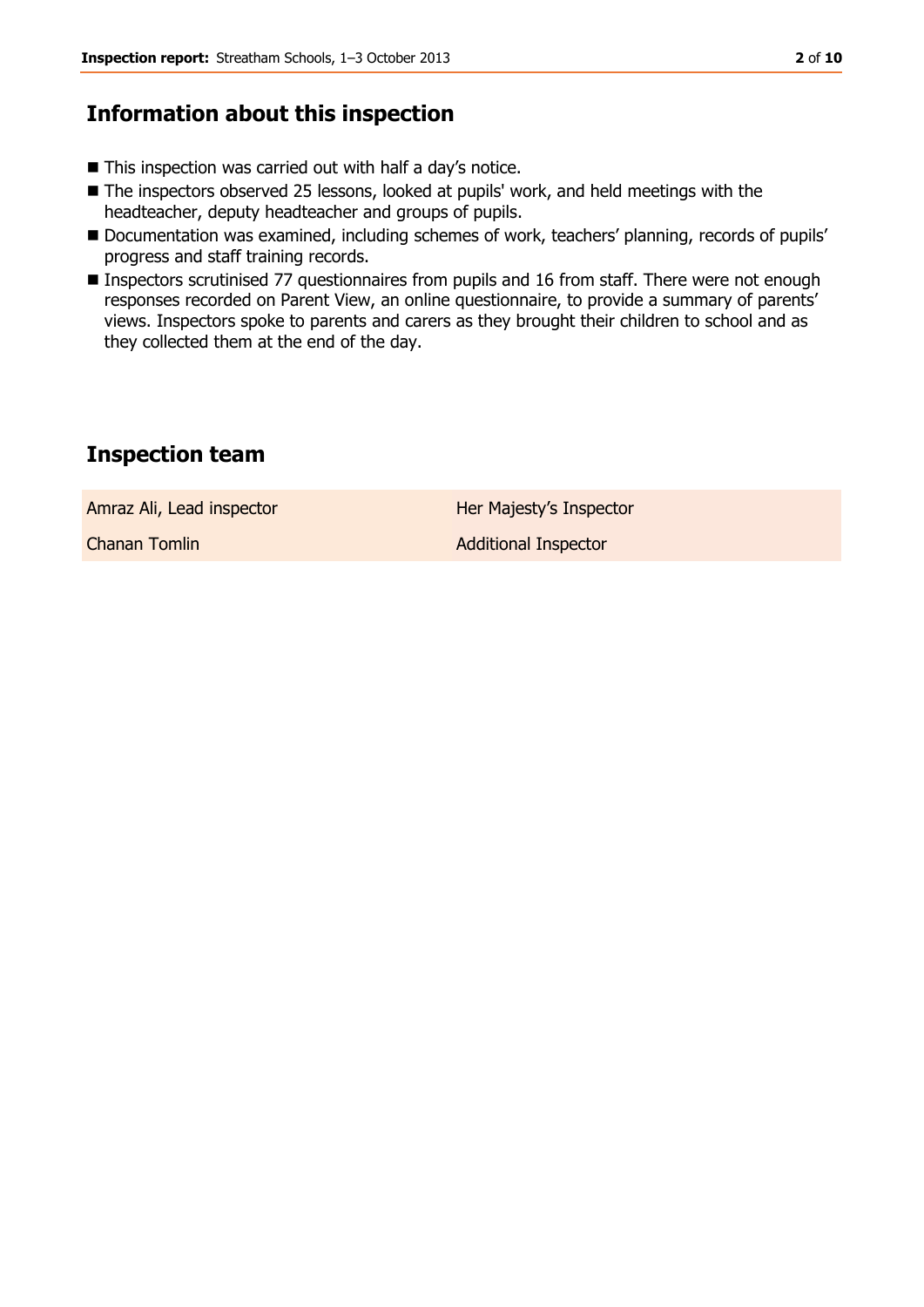## Information about this inspection

- This inspection was carried out with half a day's notice.
- The inspectors observed 25 lessons, looked at pupils' work, and held meetings with the headteacher, deputy headteacher and groups of pupils.
- Documentation was examined, including schemes of work, teachers' planning, records of pupils' progress and staff training records.
- Inspectors scrutinised 77 questionnaires from pupils and 16 from staff. There were not enough responses recorded on Parent View, an online questionnaire, to provide a summary of parents' views. Inspectors spoke to parents and carers as they brought their children to school and as they collected them at the end of the day.

## Inspection team

| | |
|---|---|
| Amraz Ali, Lead inspector | Her Majesty's Inspector |
| Chanan Tomlin | Additional Inspector |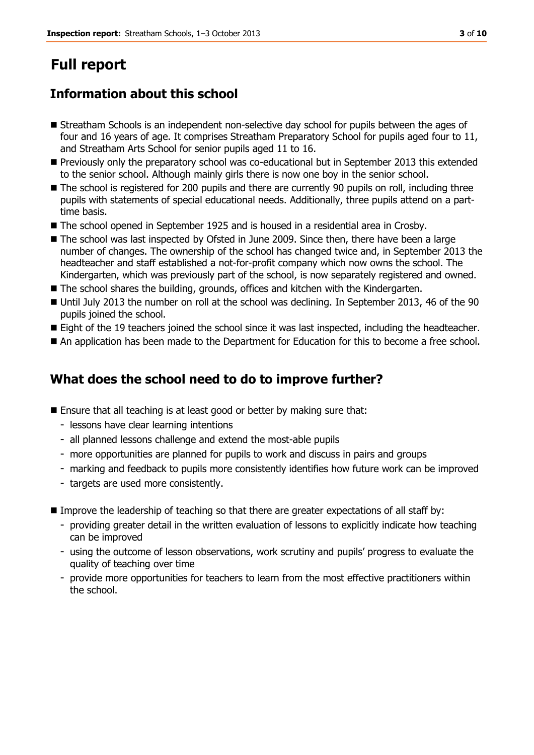# Full report

## Information about this school

- Streatham Schools is an independent non-selective day school for pupils between the ages of four and 16 years of age. It comprises Streatham Preparatory School for pupils aged four to 11, and Streatham Arts School for senior pupils aged 11 to 16.
- Previously only the preparatory school was co-educational but in September 2013 this extended to the senior school. Although mainly girls there is now one boy in the senior school.
- The school is registered for 200 pupils and there are currently 90 pupils on roll, including three pupils with statements of special educational needs. Additionally, three pupils attend on a part-time basis.
- The school opened in September 1925 and is housed in a residential area in Crosby.
- The school was last inspected by Ofsted in June 2009. Since then, there have been a large number of changes. The ownership of the school has changed twice and, in September 2013 the headteacher and staff established a not-for-profit company which now owns the school. The Kindergarten, which was previously part of the school, is now separately registered and owned.
- The school shares the building, grounds, offices and kitchen with the Kindergarten.
- Until July 2013 the number on roll at the school was declining. In September 2013, 46 of the 90 pupils joined the school.
- Eight of the 19 teachers joined the school since it was last inspected, including the headteacher.
- An application has been made to the Department for Education for this to become a free school.

## What does the school need to do to improve further?

- Ensure that all teaching is at least good or better by making sure that:
  - lessons have clear learning intentions
  - all planned lessons challenge and extend the most-able pupils
  - more opportunities are planned for pupils to work and discuss in pairs and groups
  - marking and feedback to pupils more consistently identifies how future work can be improved
  - targets are used more consistently.

- Improve the leadership of teaching so that there are greater expectations of all staff by:
  - providing greater detail in the written evaluation of lessons to explicitly indicate how teaching can be improved
  - using the outcome of lesson observations, work scrutiny and pupils' progress to evaluate the quality of teaching over time
  - provide more opportunities for teachers to learn from the most effective practitioners within the school.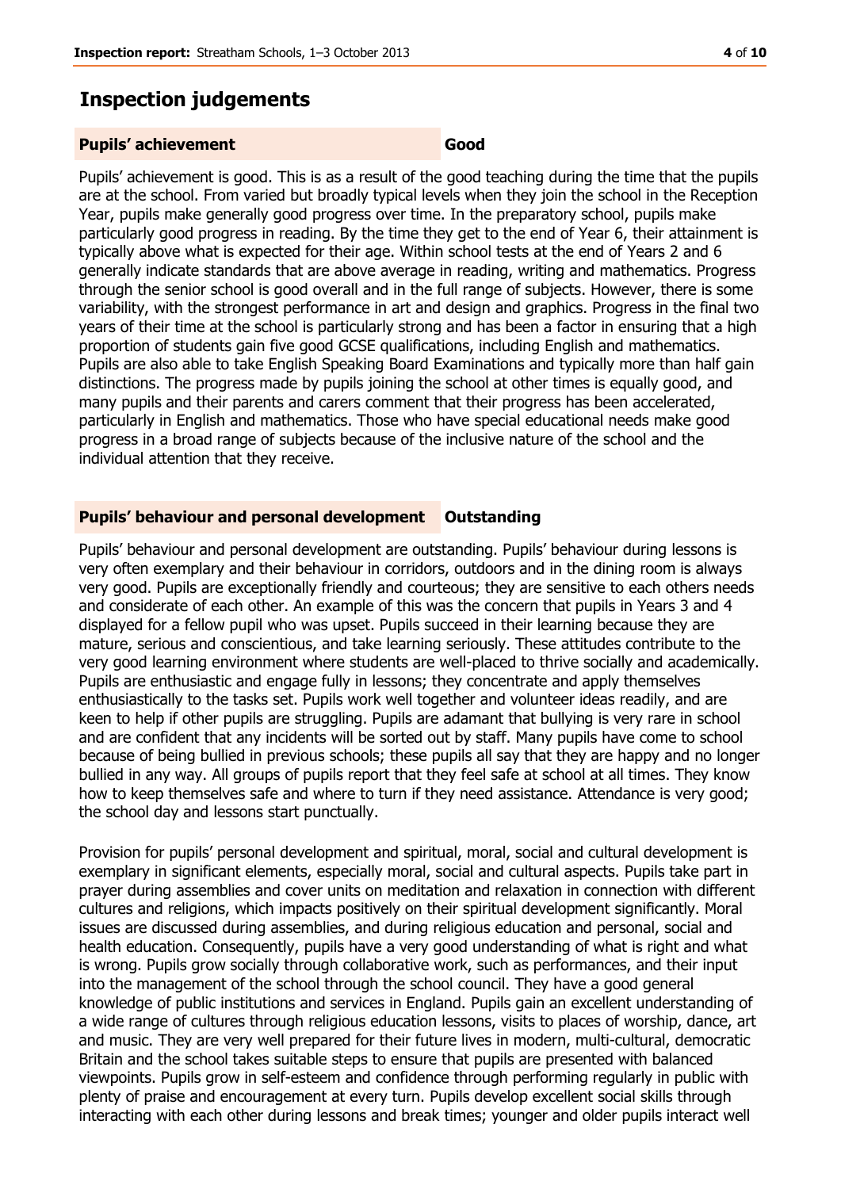# Inspection judgements

**Pupils' achievement** **Good**

Pupils' achievement is good. This is as a result of the good teaching during the time that the pupils are at the school. From varied but broadly typical levels when they join the school in the Reception Year, pupils make generally good progress over time. In the preparatory school, pupils make particularly good progress in reading. By the time they get to the end of Year 6, their attainment is typically above what is expected for their age. Within school tests at the end of Years 2 and 6 generally indicate standards that are above average in reading, writing and mathematics. Progress through the senior school is good overall and in the full range of subjects. However, there is some variability, with the strongest performance in art and design and graphics. Progress in the final two years of their time at the school is particularly strong and has been a factor in ensuring that a high proportion of students gain five good GCSE qualifications, including English and mathematics. Pupils are also able to take English Speaking Board Examinations and typically more than half gain distinctions. The progress made by pupils joining the school at other times is equally good, and many pupils and their parents and carers comment that their progress has been accelerated, particularly in English and mathematics. Those who have special educational needs make good progress in a broad range of subjects because of the inclusive nature of the school and the individual attention that they receive.

**Pupils' behaviour and personal development** **Outstanding**

Pupils' behaviour and personal development are outstanding. Pupils' behaviour during lessons is very often exemplary and their behaviour in corridors, outdoors and in the dining room is always very good. Pupils are exceptionally friendly and courteous; they are sensitive to each others needs and considerate of each other. An example of this was the concern that pupils in Years 3 and 4 displayed for a fellow pupil who was upset. Pupils succeed in their learning because they are mature, serious and conscientious, and take learning seriously. These attitudes contribute to the very good learning environment where students are well-placed to thrive socially and academically. Pupils are enthusiastic and engage fully in lessons; they concentrate and apply themselves enthusiastically to the tasks set. Pupils work well together and volunteer ideas readily, and are keen to help if other pupils are struggling. Pupils are adamant that bullying is very rare in school and are confident that any incidents will be sorted out by staff. Many pupils have come to school because of being bullied in previous schools; these pupils all say that they are happy and no longer bullied in any way. All groups of pupils report that they feel safe at school at all times. They know how to keep themselves safe and where to turn if they need assistance. Attendance is very good; the school day and lessons start punctually.

Provision for pupils' personal development and spiritual, moral, social and cultural development is exemplary in significant elements, especially moral, social and cultural aspects. Pupils take part in prayer during assemblies and cover units on meditation and relaxation in connection with different cultures and religions, which impacts positively on their spiritual development significantly. Moral issues are discussed during assemblies, and during religious education and personal, social and health education. Consequently, pupils have a very good understanding of what is right and what is wrong. Pupils grow socially through collaborative work, such as performances, and their input into the management of the school through the school council. They have a good general knowledge of public institutions and services in England. Pupils gain an excellent understanding of a wide range of cultures through religious education lessons, visits to places of worship, dance, art and music. They are very well prepared for their future lives in modern, multi-cultural, democratic Britain and the school takes suitable steps to ensure that pupils are presented with balanced viewpoints. Pupils grow in self-esteem and confidence through performing regularly in public with plenty of praise and encouragement at every turn. Pupils develop excellent social skills through interacting with each other during lessons and break times; younger and older pupils interact well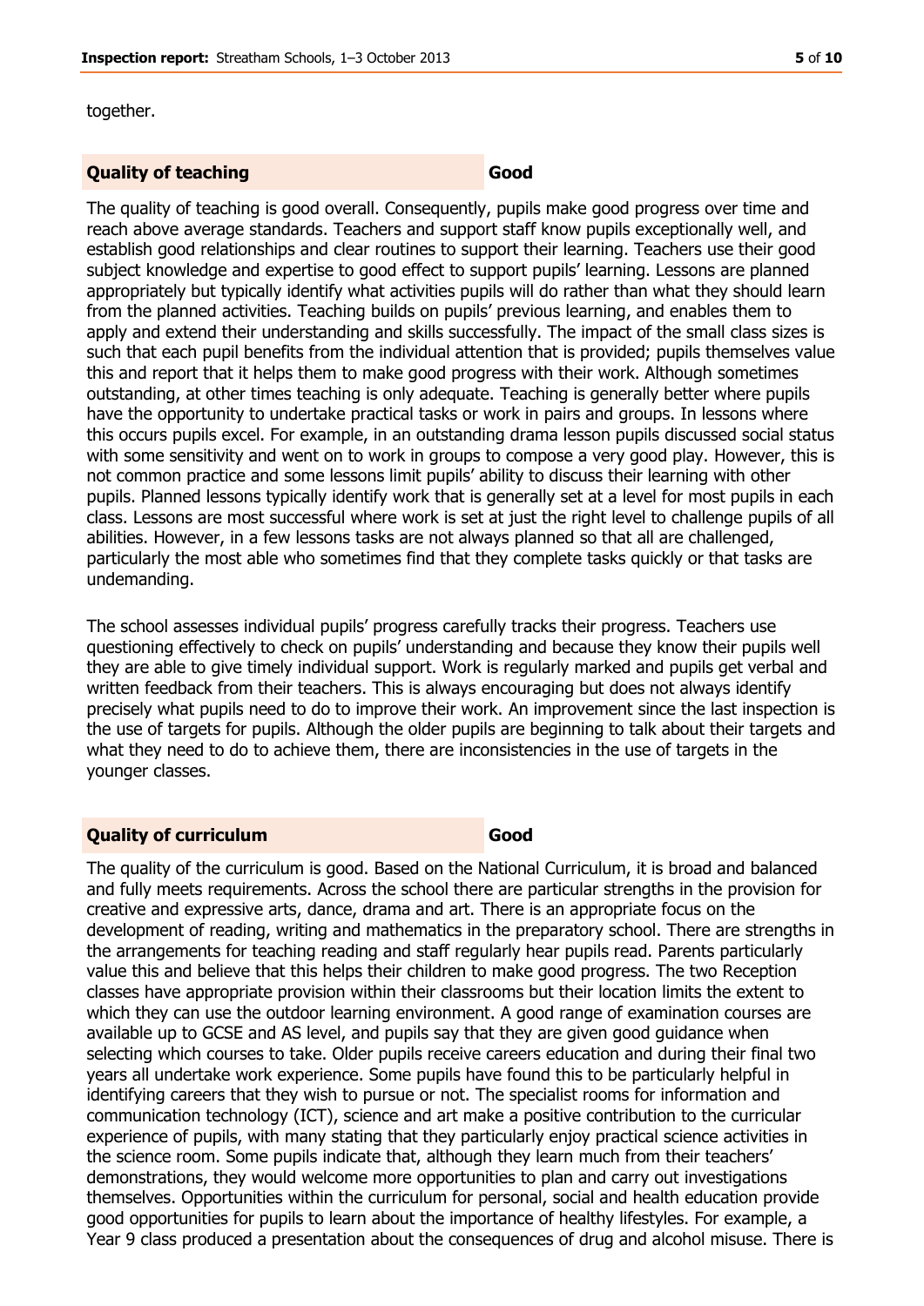together.

| Quality of teaching | Good |
|---|---|

The quality of teaching is good overall. Consequently, pupils make good progress over time and reach above average standards. Teachers and support staff know pupils exceptionally well, and establish good relationships and clear routines to support their learning. Teachers use their good subject knowledge and expertise to good effect to support pupils' learning. Lessons are planned appropriately but typically identify what activities pupils will do rather than what they should learn from the planned activities. Teaching builds on pupils' previous learning, and enables them to apply and extend their understanding and skills successfully. The impact of the small class sizes is such that each pupil benefits from the individual attention that is provided; pupils themselves value this and report that it helps them to make good progress with their work. Although sometimes outstanding, at other times teaching is only adequate. Teaching is generally better where pupils have the opportunity to undertake practical tasks or work in pairs and groups. In lessons where this occurs pupils excel. For example, in an outstanding drama lesson pupils discussed social status with some sensitivity and went on to work in groups to compose a very good play. However, this is not common practice and some lessons limit pupils' ability to discuss their learning with other pupils. Planned lessons typically identify work that is generally set at a level for most pupils in each class. Lessons are most successful where work is set at just the right level to challenge pupils of all abilities. However, in a few lessons tasks are not always planned so that all are challenged, particularly the most able who sometimes find that they complete tasks quickly or that tasks are undemanding.

The school assesses individual pupils' progress carefully tracks their progress. Teachers use questioning effectively to check on pupils' understanding and because they know their pupils well they are able to give timely individual support. Work is regularly marked and pupils get verbal and written feedback from their teachers. This is always encouraging but does not always identify precisely what pupils need to do to improve their work. An improvement since the last inspection is the use of targets for pupils. Although the older pupils are beginning to talk about their targets and what they need to do to achieve them, there are inconsistencies in the use of targets in the younger classes.

| Quality of curriculum | Good |
|---|---|

The quality of the curriculum is good. Based on the National Curriculum, it is broad and balanced and fully meets requirements. Across the school there are particular strengths in the provision for creative and expressive arts, dance, drama and art. There is an appropriate focus on the development of reading, writing and mathematics in the preparatory school. There are strengths in the arrangements for teaching reading and staff regularly hear pupils read. Parents particularly value this and believe that this helps their children to make good progress. The two Reception classes have appropriate provision within their classrooms but their location limits the extent to which they can use the outdoor learning environment. A good range of examination courses are available up to GCSE and AS level, and pupils say that they are given good guidance when selecting which courses to take. Older pupils receive careers education and during their final two years all undertake work experience. Some pupils have found this to be particularly helpful in identifying careers that they wish to pursue or not. The specialist rooms for information and communication technology (ICT), science and art make a positive contribution to the curricular experience of pupils, with many stating that they particularly enjoy practical science activities in the science room. Some pupils indicate that, although they learn much from their teachers' demonstrations, they would welcome more opportunities to plan and carry out investigations themselves. Opportunities within the curriculum for personal, social and health education provide good opportunities for pupils to learn about the importance of healthy lifestyles. For example, a Year 9 class produced a presentation about the consequences of drug and alcohol misuse. There is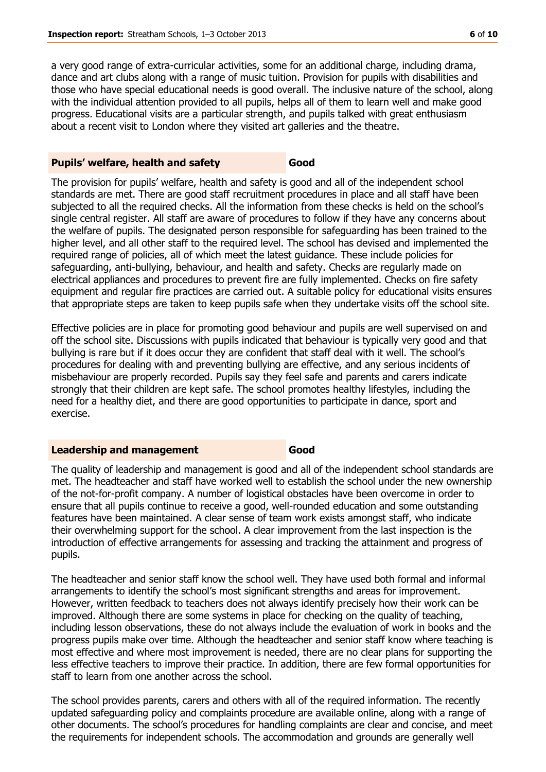a very good range of extra-curricular activities, some for an additional charge, including drama, dance and art clubs along with a range of music tuition. Provision for pupils with disabilities and those who have special educational needs is good overall. The inclusive nature of the school, along with the individual attention provided to all pupils, helps all of them to learn well and make good progress. Educational visits are a particular strength, and pupils talked with great enthusiasm about a recent visit to London where they visited art galleries and the theatre.

## Pupils' welfare, health and safety — Good

The provision for pupils' welfare, health and safety is good and all of the independent school standards are met. There are good staff recruitment procedures in place and all staff have been subjected to all the required checks. All the information from these checks is held on the school's single central register. All staff are aware of procedures to follow if they have any concerns about the welfare of pupils. The designated person responsible for safeguarding has been trained to the higher level, and all other staff to the required level. The school has devised and implemented the required range of policies, all of which meet the latest guidance. These include policies for safeguarding, anti-bullying, behaviour, and health and safety. Checks are regularly made on electrical appliances and procedures to prevent fire are fully implemented. Checks on fire safety equipment and regular fire practices are carried out. A suitable policy for educational visits ensures that appropriate steps are taken to keep pupils safe when they undertake visits off the school site.

Effective policies are in place for promoting good behaviour and pupils are well supervised on and off the school site. Discussions with pupils indicated that behaviour is typically very good and that bullying is rare but if it does occur they are confident that staff deal with it well. The school's procedures for dealing with and preventing bullying are effective, and any serious incidents of misbehaviour are properly recorded. Pupils say they feel safe and parents and carers indicate strongly that their children are kept safe. The school promotes healthy lifestyles, including the need for a healthy diet, and there are good opportunities to participate in dance, sport and exercise.

## Leadership and management — Good

The quality of leadership and management is good and all of the independent school standards are met. The headteacher and staff have worked well to establish the school under the new ownership of the not-for-profit company. A number of logistical obstacles have been overcome in order to ensure that all pupils continue to receive a good, well-rounded education and some outstanding features have been maintained. A clear sense of team work exists amongst staff, who indicate their overwhelming support for the school. A clear improvement from the last inspection is the introduction of effective arrangements for assessing and tracking the attainment and progress of pupils.

The headteacher and senior staff know the school well. They have used both formal and informal arrangements to identify the school's most significant strengths and areas for improvement. However, written feedback to teachers does not always identify precisely how their work can be improved. Although there are some systems in place for checking on the quality of teaching, including lesson observations, these do not always include the evaluation of work in books and the progress pupils make over time. Although the headteacher and senior staff know where teaching is most effective and where most improvement is needed, there are no clear plans for supporting the less effective teachers to improve their practice. In addition, there are few formal opportunities for staff to learn from one another across the school.

The school provides parents, carers and others with all of the required information. The recently updated safeguarding policy and complaints procedure are available online, along with a range of other documents. The school's procedures for handling complaints are clear and concise, and meet the requirements for independent schools. The accommodation and grounds are generally well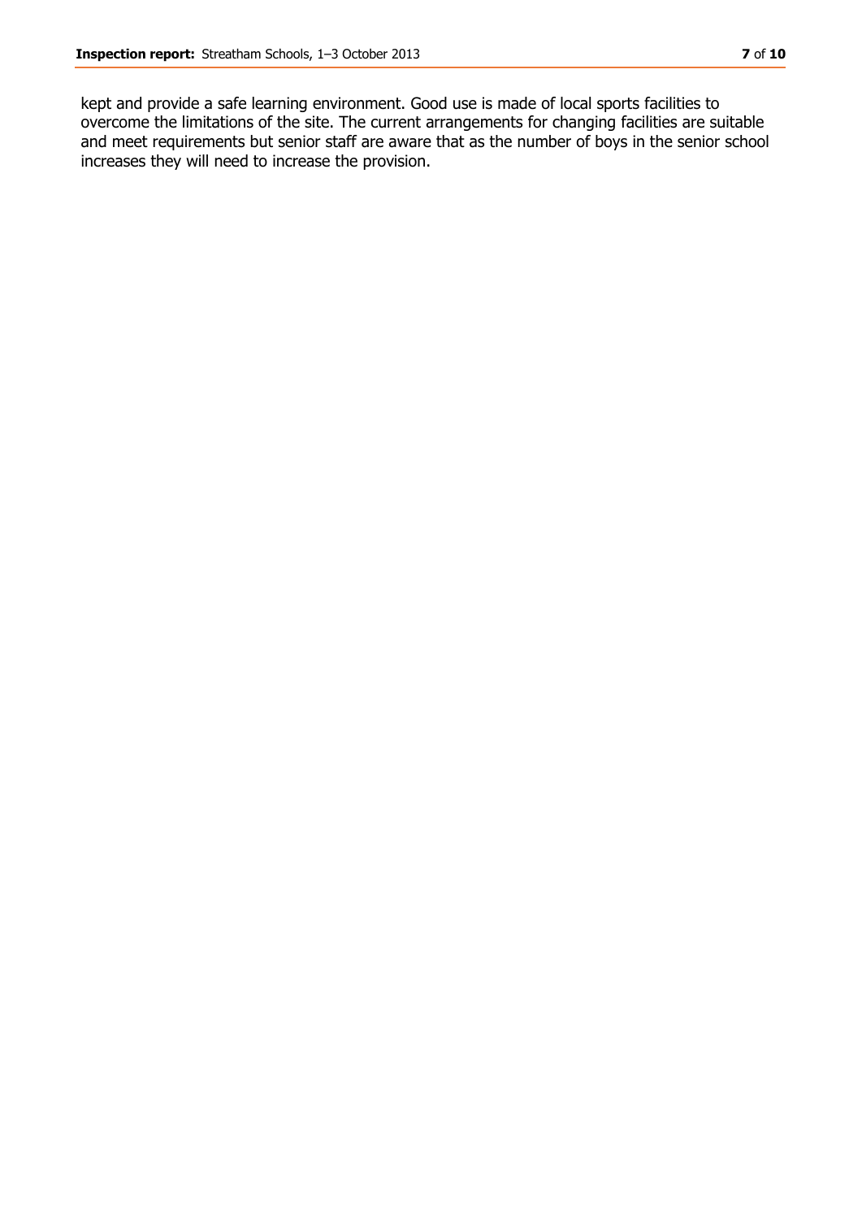kept and provide a safe learning environment. Good use is made of local sports facilities to overcome the limitations of the site. The current arrangements for changing facilities are suitable and meet requirements but senior staff are aware that as the number of boys in the senior school increases they will need to increase the provision.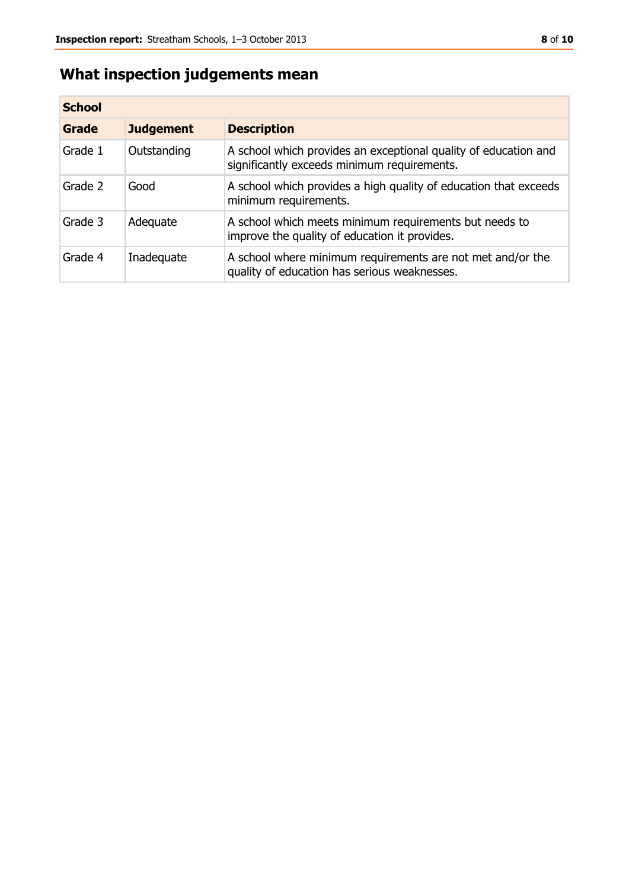## What inspection judgements mean

| School | | |
|---|---|---|
| **Grade** | **Judgement** | **Description** |
| Grade 1 | Outstanding | A school which provides an exceptional quality of education and significantly exceeds minimum requirements. |
| Grade 2 | Good | A school which provides a high quality of education that exceeds minimum requirements. |
| Grade 3 | Adequate | A school which meets minimum requirements but needs to improve the quality of education it provides. |
| Grade 4 | Inadequate | A school where minimum requirements are not met and/or the quality of education has serious weaknesses. |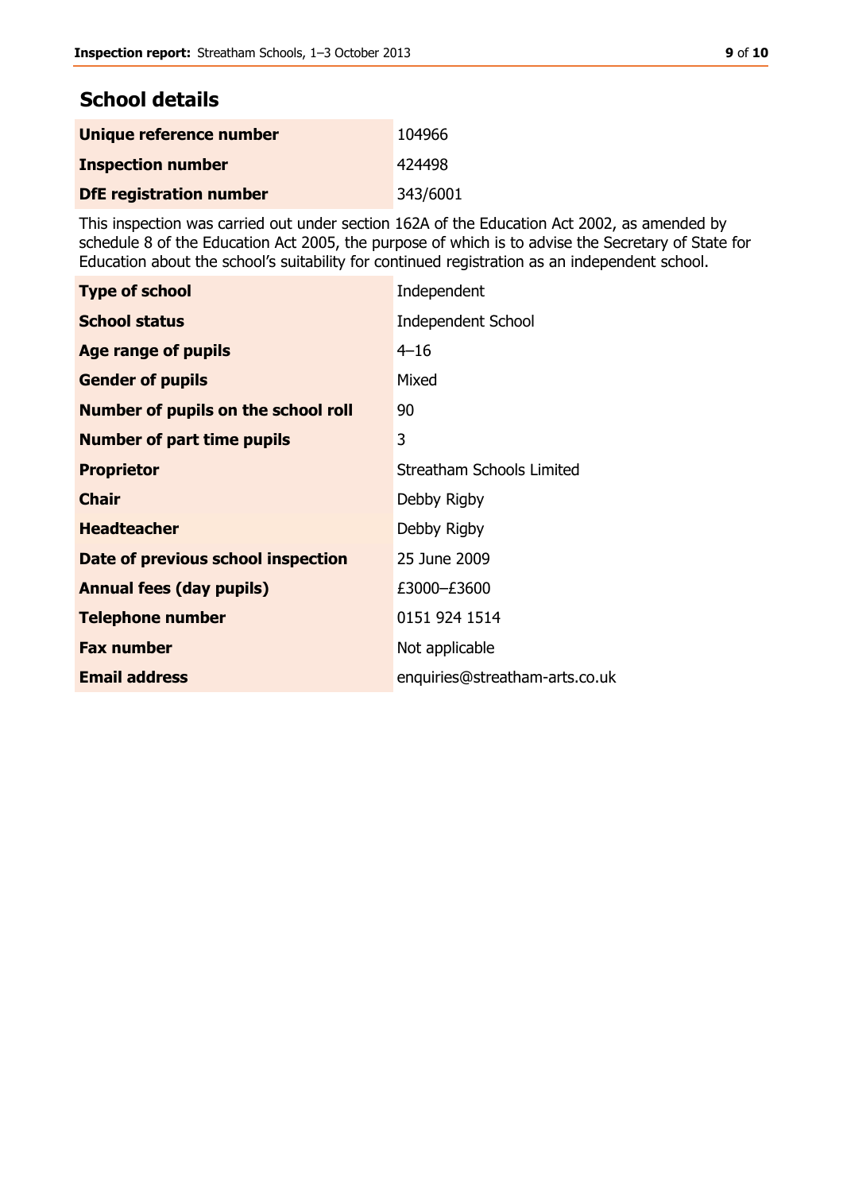## School details

| | |
|---|---|
| **Unique reference number** | 104966 |
| **Inspection number** | 424498 |
| **DfE registration number** | 343/6001 |

This inspection was carried out under section 162A of the Education Act 2002, as amended by schedule 8 of the Education Act 2005, the purpose of which is to advise the Secretary of State for Education about the school's suitability for continued registration as an independent school.

| | |
|---|---|
| **Type of school** | Independent |
| **School status** | Independent School |
| **Age range of pupils** | 4–16 |
| **Gender of pupils** | Mixed |
| **Number of pupils on the school roll** | 90 |
| **Number of part time pupils** | 3 |
| **Proprietor** | Streatham Schools Limited |
| **Chair** | Debby Rigby |
| **Headteacher** | Debby Rigby |
| **Date of previous school inspection** | 25 June 2009 |
| **Annual fees (day pupils)** | £3000–£3600 |
| **Telephone number** | 0151 924 1514 |
| **Fax number** | Not applicable |
| **Email address** | enquiries@streatham-arts.co.uk |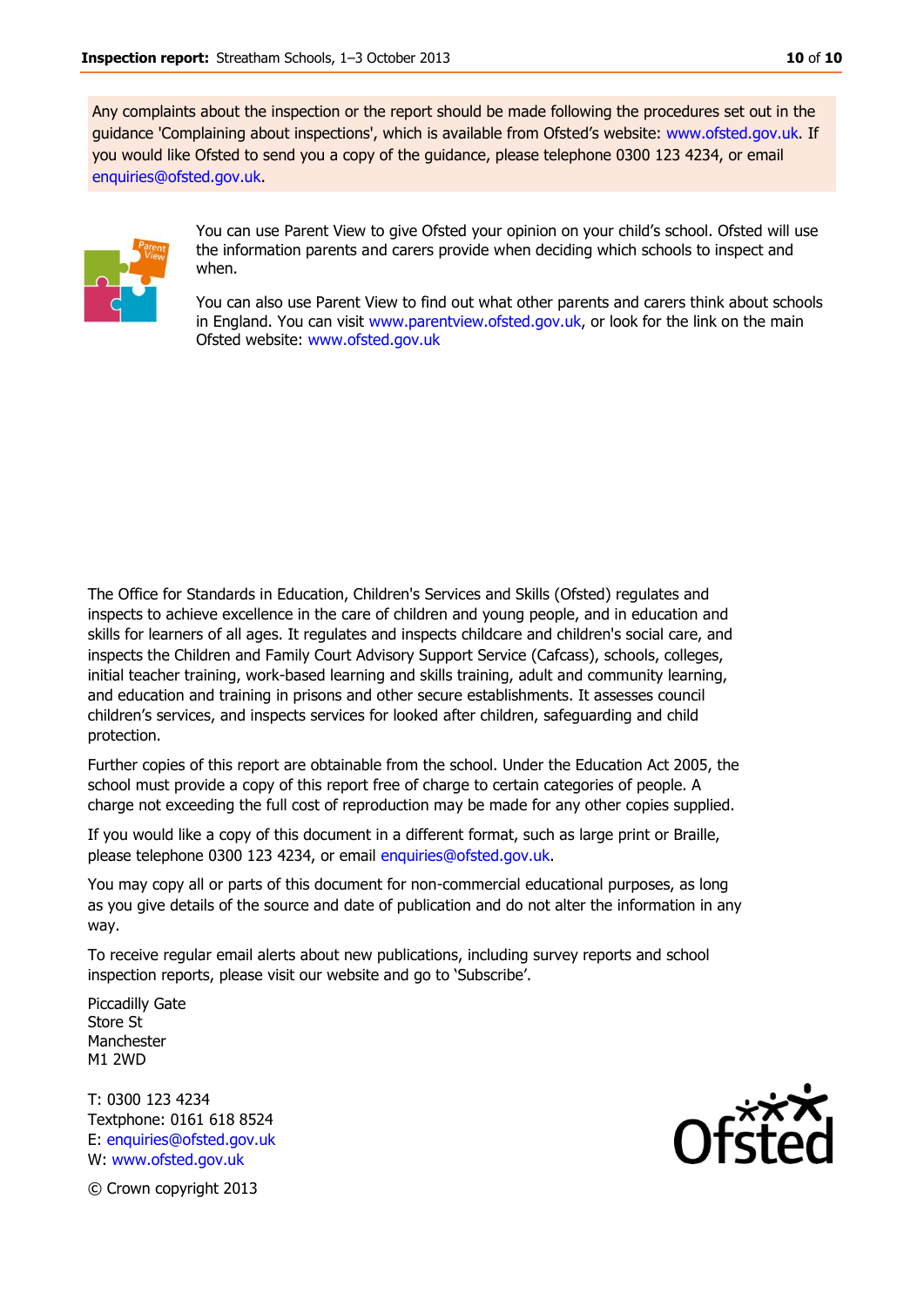Any complaints about the inspection or the report should be made following the procedures set out in the guidance 'Complaining about inspections', which is available from Ofsted's website: www.ofsted.gov.uk. If you would like Ofsted to send you a copy of the guidance, please telephone 0300 123 4234, or email enquiries@ofsted.gov.uk.

You can use Parent View to give Ofsted your opinion on your child's school. Ofsted will use the information parents and carers provide when deciding which schools to inspect and when.

You can also use Parent View to find out what other parents and carers think about schools in England. You can visit www.parentview.ofsted.gov.uk, or look for the link on the main Ofsted website: www.ofsted.gov.uk

The Office for Standards in Education, Children's Services and Skills (Ofsted) regulates and inspects to achieve excellence in the care of children and young people, and in education and skills for learners of all ages. It regulates and inspects childcare and children's social care, and inspects the Children and Family Court Advisory Support Service (Cafcass), schools, colleges, initial teacher training, work-based learning and skills training, adult and community learning, and education and training in prisons and other secure establishments. It assesses council children's services, and inspects services for looked after children, safeguarding and child protection.

Further copies of this report are obtainable from the school. Under the Education Act 2005, the school must provide a copy of this report free of charge to certain categories of people. A charge not exceeding the full cost of reproduction may be made for any other copies supplied.

If you would like a copy of this document in a different format, such as large print or Braille, please telephone 0300 123 4234, or email enquiries@ofsted.gov.uk.

You may copy all or parts of this document for non-commercial educational purposes, as long as you give details of the source and date of publication and do not alter the information in any way.

To receive regular email alerts about new publications, including survey reports and school inspection reports, please visit our website and go to 'Subscribe'.

Piccadilly Gate
Store St
Manchester
M1 2WD

T: 0300 123 4234
Textphone: 0161 618 8524
E: enquiries@ofsted.gov.uk
W: www.ofsted.gov.uk

© Crown copyright 2013